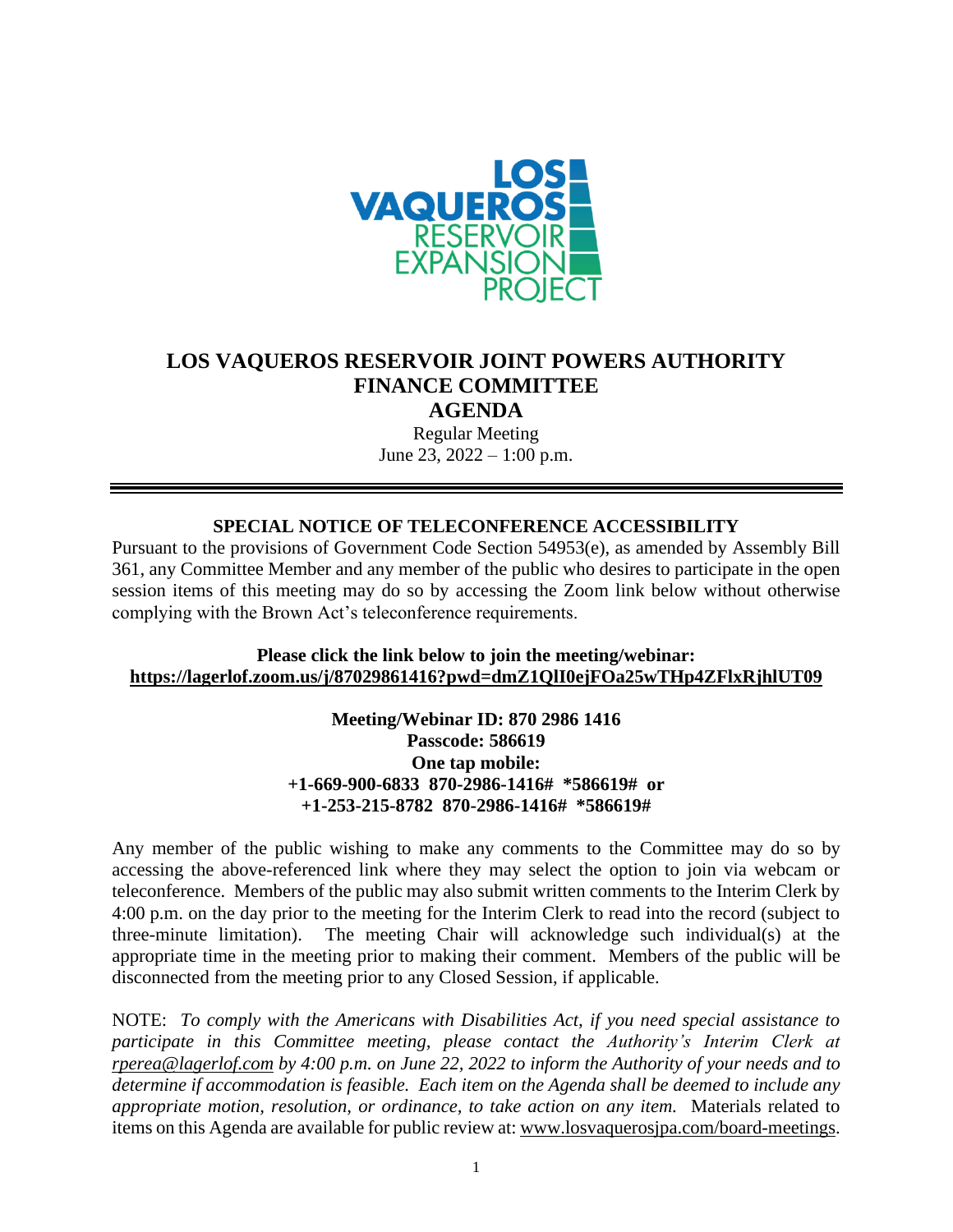# LOS VAQUEROS RESERVOIR JOINT POWERS AUTHORITY
# FINANCE COMMITTEE
# AGENDA

Regular Meeting
June 23, 2022 – 1:00 p.m.

---

### SPECIAL NOTICE OF TELECONFERENCE ACCESSIBILITY

Pursuant to the provisions of Government Code Section 54953(e), as amended by Assembly Bill 361, any Committee Member and any member of the public who desires to participate in the open session items of this meeting may do so by accessing the Zoom link below without otherwise complying with the Brown Act's teleconference requirements.

**Please click the link below to join the meeting/webinar:**
**https://lagerlof.zoom.us/j/87029861416?pwd=dmZ1QlI0ejFOa25wTHp4ZFlxRjhlUT09**

**Meeting/Webinar ID: 870 2986 1416**
**Passcode: 586619**
**One tap mobile:**
**+1-669-900-6833 870-2986-1416# *586619# or**
**+1-253-215-8782 870-2986-1416# *586619#**

Any member of the public wishing to make any comments to the Committee may do so by accessing the above-referenced link where they may select the option to join via webcam or teleconference. Members of the public may also submit written comments to the Interim Clerk by 4:00 p.m. on the day prior to the meeting for the Interim Clerk to read into the record (subject to three-minute limitation). The meeting Chair will acknowledge such individual(s) at the appropriate time in the meeting prior to making their comment. Members of the public will be disconnected from the meeting prior to any Closed Session, if applicable.

NOTE: *To comply with the Americans with Disabilities Act, if you need special assistance to participate in this Committee meeting, please contact the Authority's Interim Clerk at rperea@lagerlof.com by 4:00 p.m. on June 22, 2022 to inform the Authority of your needs and to determine if accommodation is feasible. Each item on the Agenda shall be deemed to include any appropriate motion, resolution, or ordinance, to take action on any item.* Materials related to items on this Agenda are available for public review at: www.losvaquerosjpa.com/board-meetings.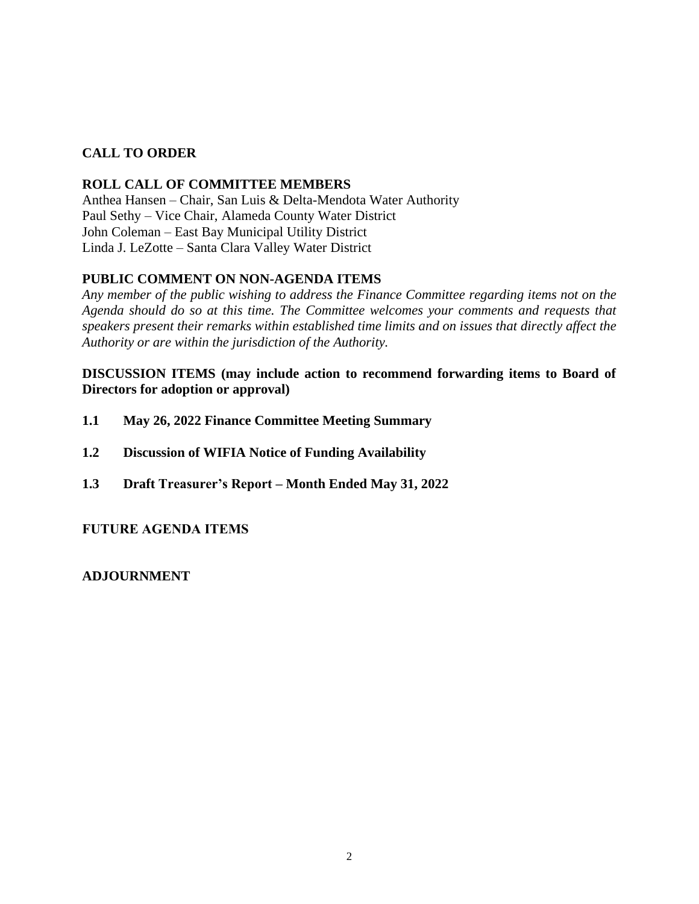## CALL TO ORDER

## ROLL CALL OF COMMITTEE MEMBERS

Anthea Hansen – Chair, San Luis & Delta-Mendota Water Authority
Paul Sethy – Vice Chair, Alameda County Water District
John Coleman – East Bay Municipal Utility District
Linda J. LeZotte – Santa Clara Valley Water District

## PUBLIC COMMENT ON NON-AGENDA ITEMS

*Any member of the public wishing to address the Finance Committee regarding items not on the Agenda should do so at this time. The Committee welcomes your comments and requests that speakers present their remarks within established time limits and on issues that directly affect the Authority or are within the jurisdiction of the Authority.*

## DISCUSSION ITEMS (may include action to recommend forwarding items to Board of Directors for adoption or approval)

**1.1 May 26, 2022 Finance Committee Meeting Summary**

**1.2 Discussion of WIFIA Notice of Funding Availability**

**1.3 Draft Treasurer's Report – Month Ended May 31, 2022**

## FUTURE AGENDA ITEMS

## ADJOURNMENT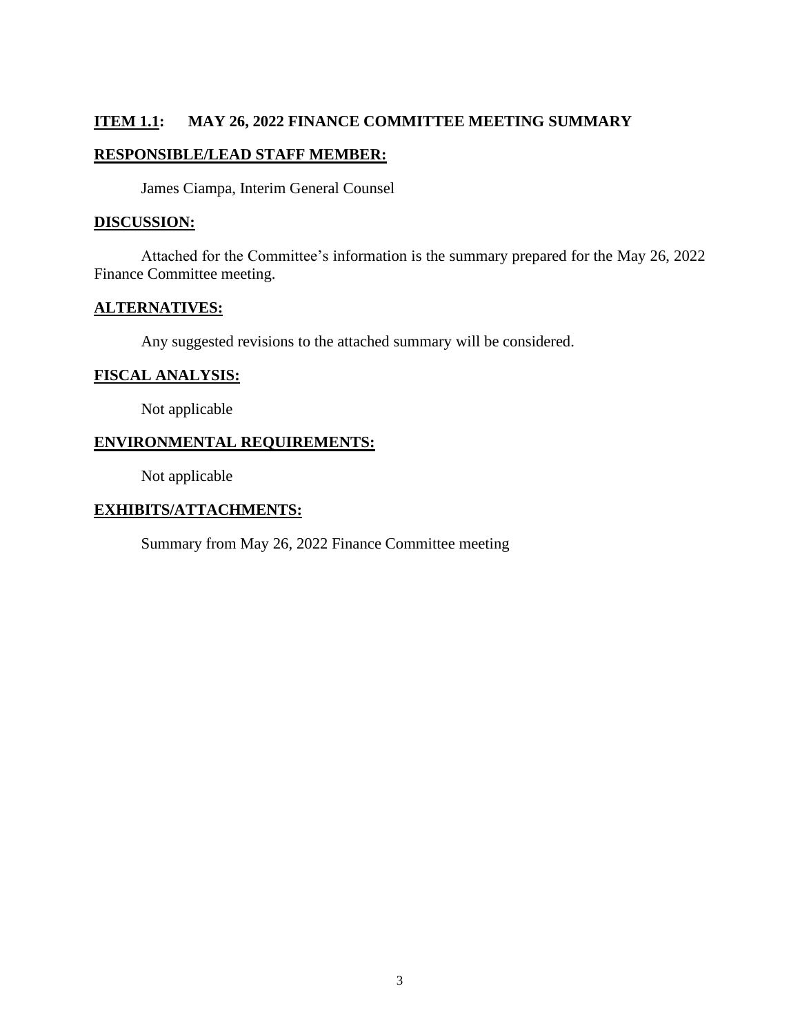**ITEM 1.1: MAY 26, 2022 FINANCE COMMITTEE MEETING SUMMARY**

**RESPONSIBLE/LEAD STAFF MEMBER:**

James Ciampa, Interim General Counsel

**DISCUSSION:**

Attached for the Committee's information is the summary prepared for the May 26, 2022 Finance Committee meeting.

**ALTERNATIVES:**

Any suggested revisions to the attached summary will be considered.

**FISCAL ANALYSIS:**

Not applicable

**ENVIRONMENTAL REQUIREMENTS:**

Not applicable

**EXHIBITS/ATTACHMENTS:**

Summary from May 26, 2022 Finance Committee meeting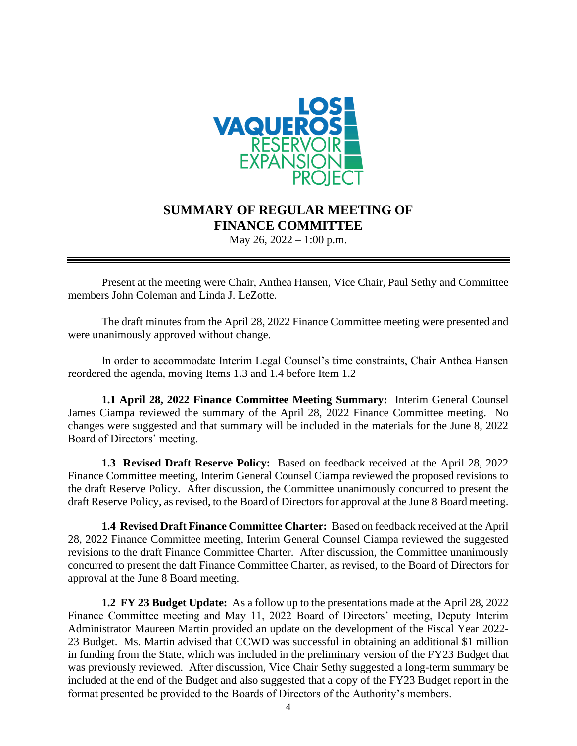# SUMMARY OF REGULAR MEETING OF FINANCE COMMITTEE

May 26, 2022 – 1:00 p.m.

Present at the meeting were Chair, Anthea Hansen, Vice Chair, Paul Sethy and Committee members John Coleman and Linda J. LeZotte.

The draft minutes from the April 28, 2022 Finance Committee meeting were presented and were unanimously approved without change.

In order to accommodate Interim Legal Counsel's time constraints, Chair Anthea Hansen reordered the agenda, moving Items 1.3 and 1.4 before Item 1.2

**1.1 April 28, 2022 Finance Committee Meeting Summary:** Interim General Counsel James Ciampa reviewed the summary of the April 28, 2022 Finance Committee meeting. No changes were suggested and that summary will be included in the materials for the June 8, 2022 Board of Directors' meeting.

**1.3 Revised Draft Reserve Policy:** Based on feedback received at the April 28, 2022 Finance Committee meeting, Interim General Counsel Ciampa reviewed the proposed revisions to the draft Reserve Policy. After discussion, the Committee unanimously concurred to present the draft Reserve Policy, as revised, to the Board of Directors for approval at the June 8 Board meeting.

**1.4 Revised Draft Finance Committee Charter:** Based on feedback received at the April 28, 2022 Finance Committee meeting, Interim General Counsel Ciampa reviewed the suggested revisions to the draft Finance Committee Charter. After discussion, the Committee unanimously concurred to present the daft Finance Committee Charter, as revised, to the Board of Directors for approval at the June 8 Board meeting.

**1.2 FY 23 Budget Update:** As a follow up to the presentations made at the April 28, 2022 Finance Committee meeting and May 11, 2022 Board of Directors' meeting, Deputy Interim Administrator Maureen Martin provided an update on the development of the Fiscal Year 2022-23 Budget. Ms. Martin advised that CCWD was successful in obtaining an additional $1 million in funding from the State, which was included in the preliminary version of the FY23 Budget that was previously reviewed. After discussion, Vice Chair Sethy suggested a long-term summary be included at the end of the Budget and also suggested that a copy of the FY23 Budget report in the format presented be provided to the Boards of Directors of the Authority's members.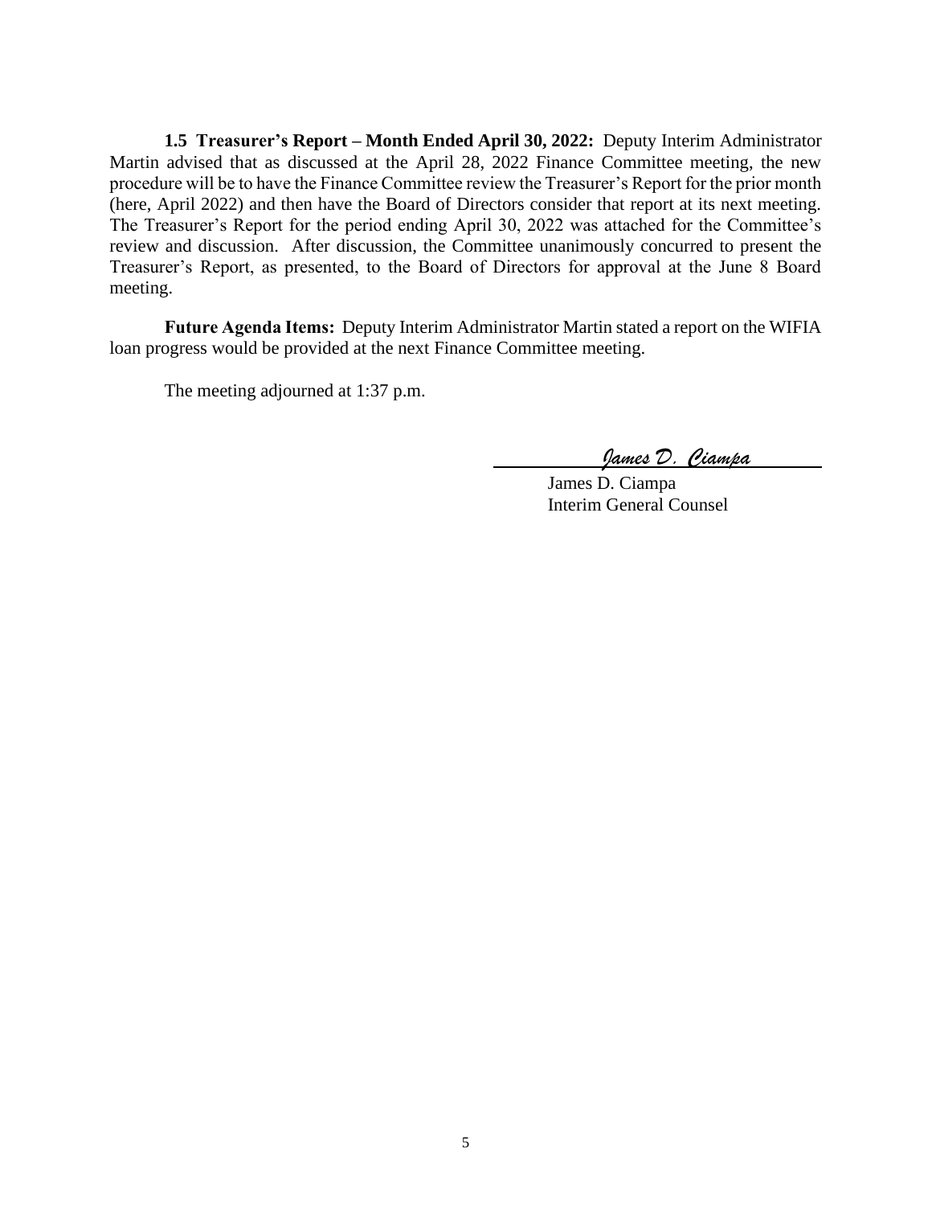**1.5 Treasurer's Report – Month Ended April 30, 2022:** Deputy Interim Administrator Martin advised that as discussed at the April 28, 2022 Finance Committee meeting, the new procedure will be to have the Finance Committee review the Treasurer's Report for the prior month (here, April 2022) and then have the Board of Directors consider that report at its next meeting. The Treasurer's Report for the period ending April 30, 2022 was attached for the Committee's review and discussion. After discussion, the Committee unanimously concurred to present the Treasurer's Report, as presented, to the Board of Directors for approval at the June 8 Board meeting.

**Future Agenda Items:** Deputy Interim Administrator Martin stated a report on the WIFIA loan progress would be provided at the next Finance Committee meeting.

The meeting adjourned at 1:37 p.m.

*James D. Ciampa*

James D. Ciampa
Interim General Counsel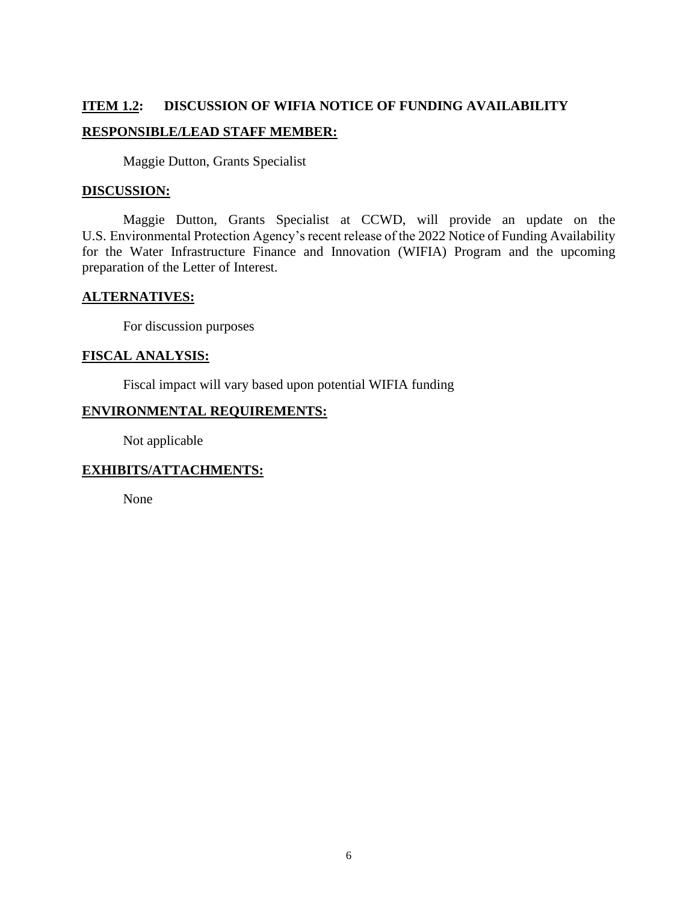## ITEM 1.2: DISCUSSION OF WIFIA NOTICE OF FUNDING AVAILABILITY

**RESPONSIBLE/LEAD STAFF MEMBER:**

Maggie Dutton, Grants Specialist

**DISCUSSION:**

Maggie Dutton, Grants Specialist at CCWD, will provide an update on the U.S. Environmental Protection Agency's recent release of the 2022 Notice of Funding Availability for the Water Infrastructure Finance and Innovation (WIFIA) Program and the upcoming preparation of the Letter of Interest.

**ALTERNATIVES:**

For discussion purposes

**FISCAL ANALYSIS:**

Fiscal impact will vary based upon potential WIFIA funding

**ENVIRONMENTAL REQUIREMENTS:**

Not applicable

**EXHIBITS/ATTACHMENTS:**

None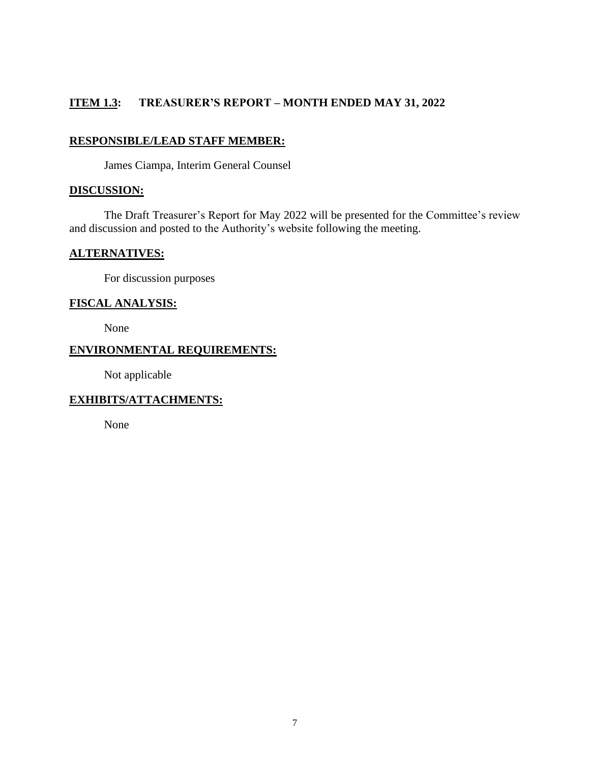## ITEM 1.3: TREASURER'S REPORT – MONTH ENDED MAY 31, 2022

### RESPONSIBLE/LEAD STAFF MEMBER:

James Ciampa, Interim General Counsel

### DISCUSSION:

The Draft Treasurer's Report for May 2022 will be presented for the Committee's review and discussion and posted to the Authority's website following the meeting.

### ALTERNATIVES:

For discussion purposes

### FISCAL ANALYSIS:

None

### ENVIRONMENTAL REQUIREMENTS:

Not applicable

### EXHIBITS/ATTACHMENTS:

None